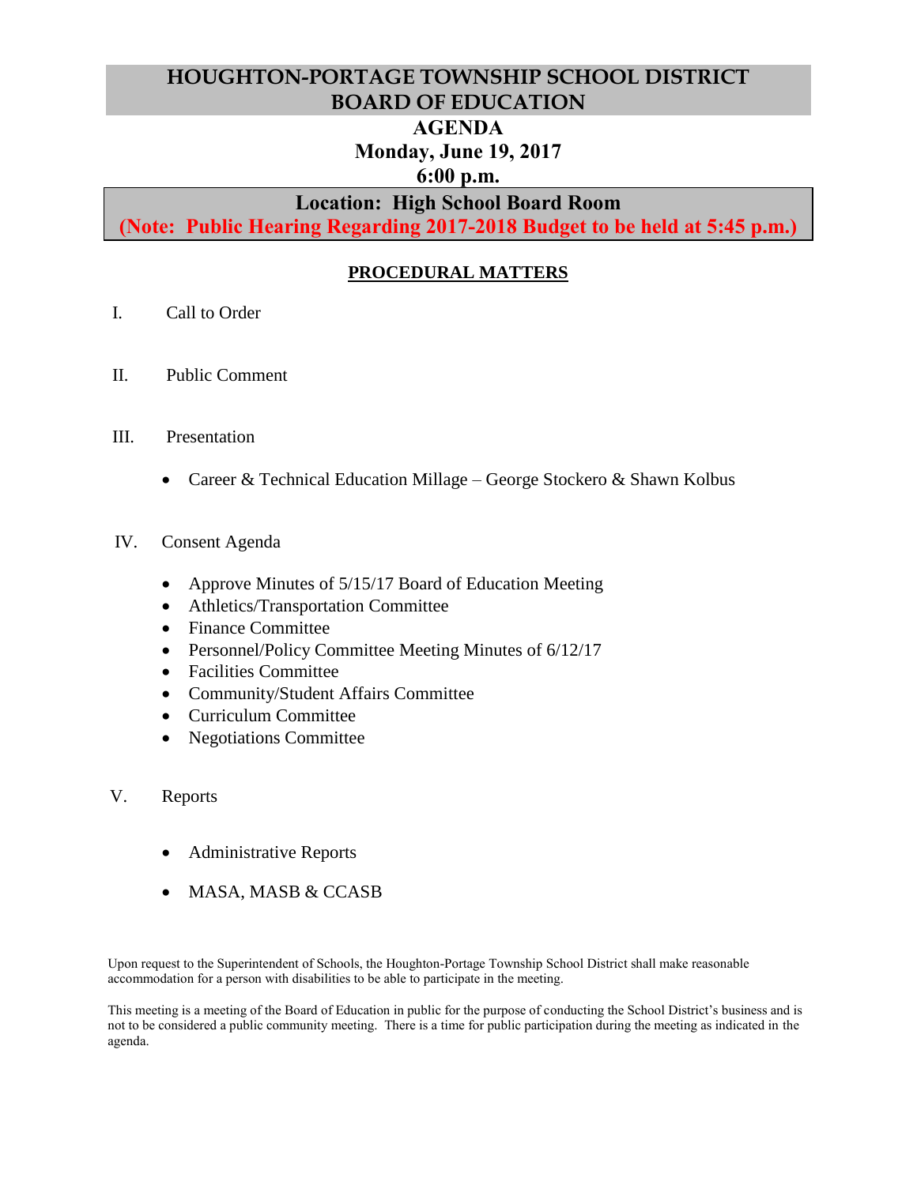# HOUGHTON-PORTAGE TOWNSHIP SCHOOL DISTRICT
# BOARD OF EDUCATION

## AGENDA
## Monday, June 19, 2017
## 6:00 p.m.

**Location: High School Board Room**
**(Note: Public Hearing Regarding 2017-2018 Budget to be held at 5:45 p.m.)**

## PROCEDURAL MATTERS

I. Call to Order

II. Public Comment

III. Presentation

- Career & Technical Education Millage – George Stockero & Shawn Kolbus

IV. Consent Agenda

- Approve Minutes of 5/15/17 Board of Education Meeting
- Athletics/Transportation Committee
- Finance Committee
- Personnel/Policy Committee Meeting Minutes of 6/12/17
- Facilities Committee
- Community/Student Affairs Committee
- Curriculum Committee
- Negotiations Committee

V. Reports

- Administrative Reports
- MASA, MASB & CCASB

Upon request to the Superintendent of Schools, the Houghton-Portage Township School District shall make reasonable accommodation for a person with disabilities to be able to participate in the meeting.

This meeting is a meeting of the Board of Education in public for the purpose of conducting the School District's business and is not to be considered a public community meeting. There is a time for public participation during the meeting as indicated in the agenda.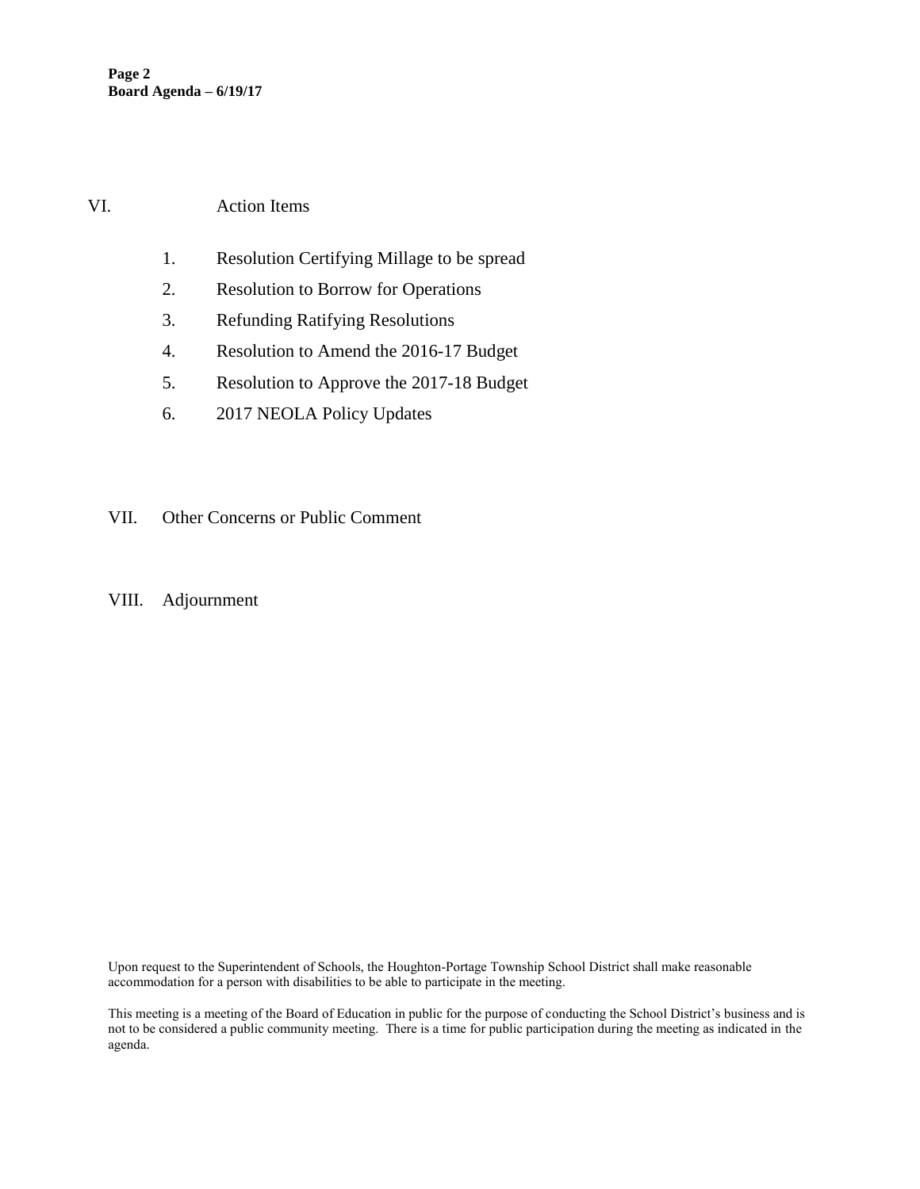VI. Action Items

1. Resolution Certifying Millage to be spread
2. Resolution to Borrow for Operations
3. Refunding Ratifying Resolutions
4. Resolution to Amend the 2016-17 Budget
5. Resolution to Approve the 2017-18 Budget
6. 2017 NEOLA Policy Updates

VII. Other Concerns or Public Comment

VIII. Adjournment

Upon request to the Superintendent of Schools, the Houghton-Portage Township School District shall make reasonable accommodation for a person with disabilities to be able to participate in the meeting.

This meeting is a meeting of the Board of Education in public for the purpose of conducting the School District's business and is not to be considered a public community meeting. There is a time for public participation during the meeting as indicated in the agenda.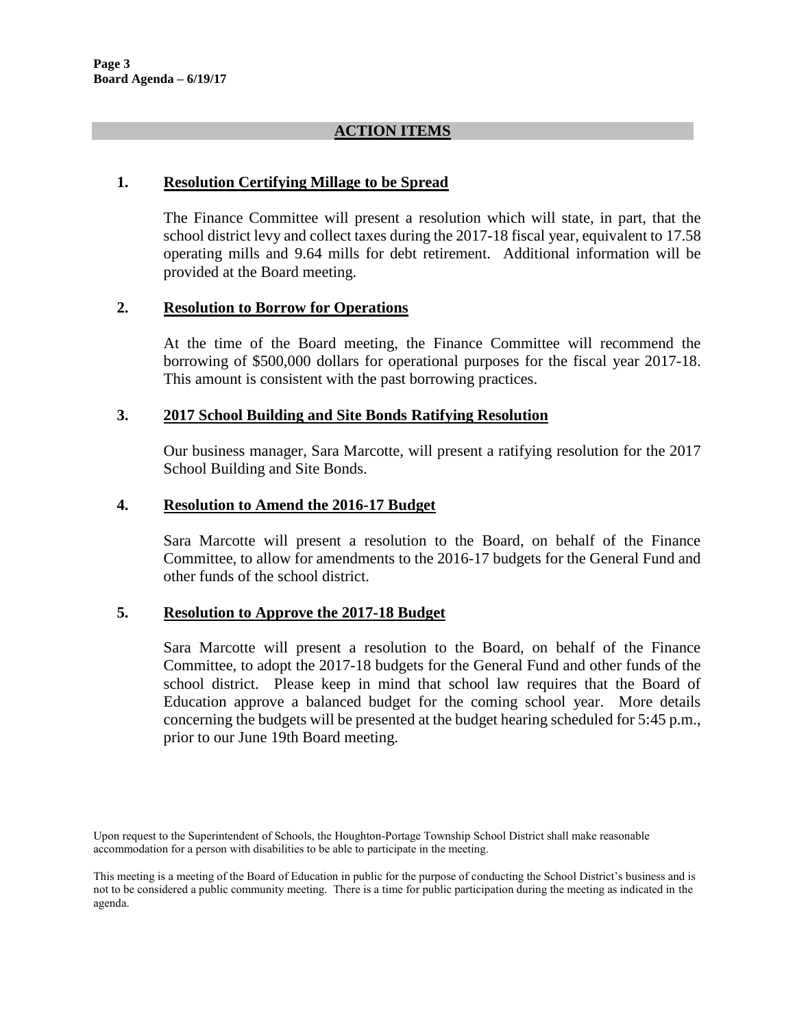## ACTION ITEMS

### 1. Resolution Certifying Millage to be Spread

The Finance Committee will present a resolution which will state, in part, that the school district levy and collect taxes during the 2017-18 fiscal year, equivalent to 17.58 operating mills and 9.64 mills for debt retirement. Additional information will be provided at the Board meeting.

### 2. Resolution to Borrow for Operations

At the time of the Board meeting, the Finance Committee will recommend the borrowing of $500,000 dollars for operational purposes for the fiscal year 2017-18. This amount is consistent with the past borrowing practices.

### 3. 2017 School Building and Site Bonds Ratifying Resolution

Our business manager, Sara Marcotte, will present a ratifying resolution for the 2017 School Building and Site Bonds.

### 4. Resolution to Amend the 2016-17 Budget

Sara Marcotte will present a resolution to the Board, on behalf of the Finance Committee, to allow for amendments to the 2016-17 budgets for the General Fund and other funds of the school district.

### 5. Resolution to Approve the 2017-18 Budget

Sara Marcotte will present a resolution to the Board, on behalf of the Finance Committee, to adopt the 2017-18 budgets for the General Fund and other funds of the school district. Please keep in mind that school law requires that the Board of Education approve a balanced budget for the coming school year. More details concerning the budgets will be presented at the budget hearing scheduled for 5:45 p.m., prior to our June 19th Board meeting.

Upon request to the Superintendent of Schools, the Houghton-Portage Township School District shall make reasonable accommodation for a person with disabilities to be able to participate in the meeting.

This meeting is a meeting of the Board of Education in public for the purpose of conducting the School District's business and is not to be considered a public community meeting. There is a time for public participation during the meeting as indicated in the agenda.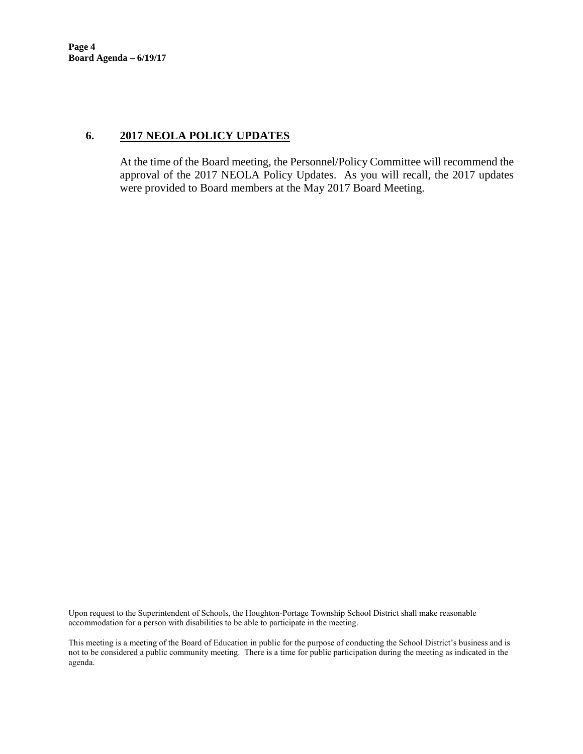## 6. 2017 NEOLA POLICY UPDATES

At the time of the Board meeting, the Personnel/Policy Committee will recommend the approval of the 2017 NEOLA Policy Updates. As you will recall, the 2017 updates were provided to Board members at the May 2017 Board Meeting.

Upon request to the Superintendent of Schools, the Houghton-Portage Township School District shall make reasonable accommodation for a person with disabilities to be able to participate in the meeting.

This meeting is a meeting of the Board of Education in public for the purpose of conducting the School District's business and is not to be considered a public community meeting. There is a time for public participation during the meeting as indicated in the agenda.